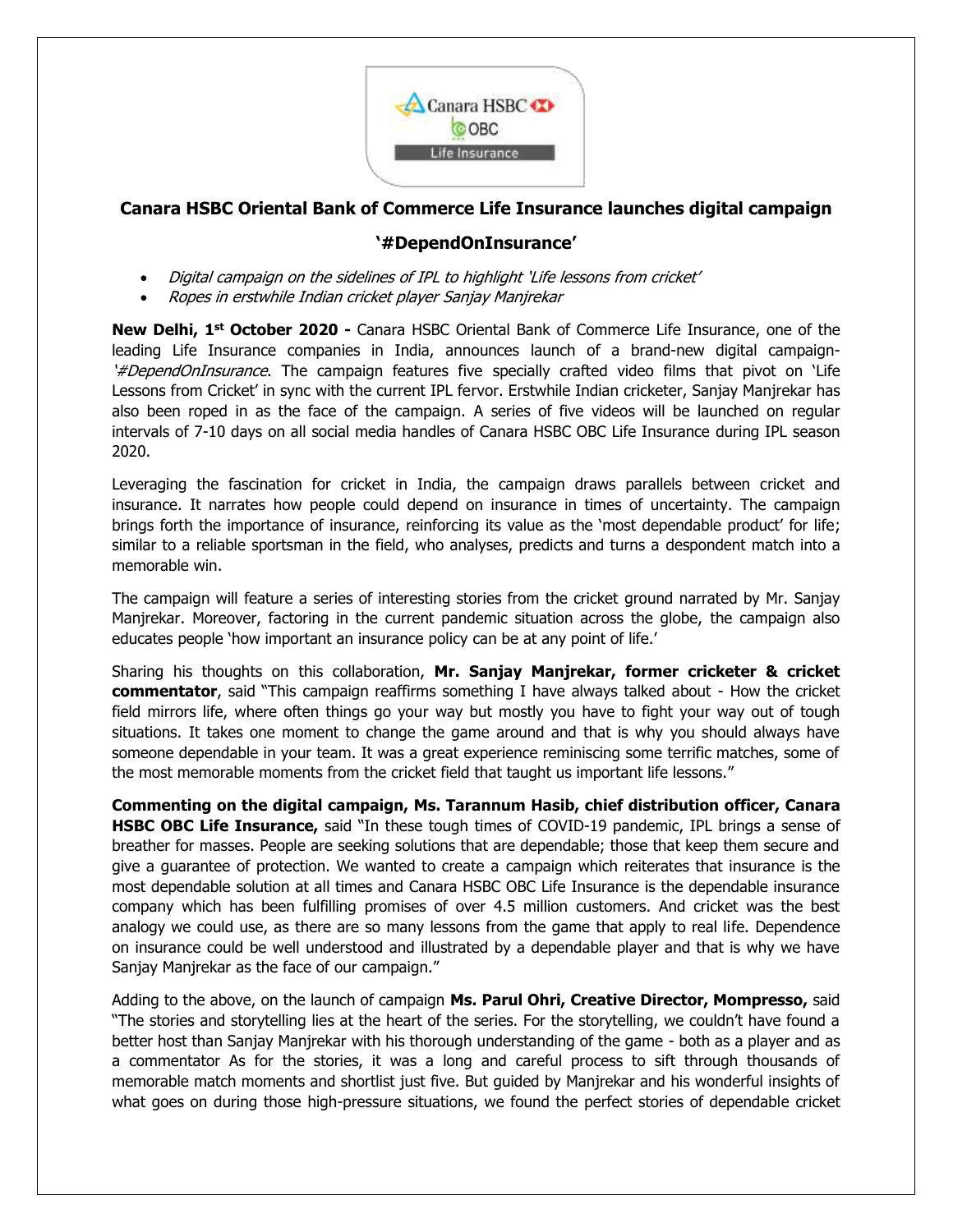## Canara HSBC Oriental Bank of Commerce Life Insurance launches digital campaign

## '#DependOnInsurance'

- *Digital campaign on the sidelines of IPL to highlight 'Life lessons from cricket'*
- *Ropes in erstwhile Indian cricket player Sanjay Manjrekar*

**New Delhi, 1st October 2020 -** Canara HSBC Oriental Bank of Commerce Life Insurance, one of the leading Life Insurance companies in India, announces launch of a brand-new digital campaign- '*#DependOnInsurance*. The campaign features five specially crafted video films that pivot on 'Life Lessons from Cricket' in sync with the current IPL fervor. Erstwhile Indian cricketer, Sanjay Manjrekar has also been roped in as the face of the campaign. A series of five videos will be launched on regular intervals of 7-10 days on all social media handles of Canara HSBC OBC Life Insurance during IPL season 2020.

Leveraging the fascination for cricket in India, the campaign draws parallels between cricket and insurance. It narrates how people could depend on insurance in times of uncertainty. The campaign brings forth the importance of insurance, reinforcing its value as the 'most dependable product' for life; similar to a reliable sportsman in the field, who analyses, predicts and turns a despondent match into a memorable win.

The campaign will feature a series of interesting stories from the cricket ground narrated by Mr. Sanjay Manjrekar. Moreover, factoring in the current pandemic situation across the globe, the campaign also educates people 'how important an insurance policy can be at any point of life.'

Sharing his thoughts on this collaboration, **Mr. Sanjay Manjrekar, former cricketer & cricket commentator**, said "This campaign reaffirms something I have always talked about - How the cricket field mirrors life, where often things go your way but mostly you have to fight your way out of tough situations. It takes one moment to change the game around and that is why you should always have someone dependable in your team. It was a great experience reminiscing some terrific matches, some of the most memorable moments from the cricket field that taught us important life lessons."

**Commenting on the digital campaign, Ms. Tarannum Hasib, chief distribution officer, Canara HSBC OBC Life Insurance,** said "In these tough times of COVID-19 pandemic, IPL brings a sense of breather for masses. People are seeking solutions that are dependable; those that keep them secure and give a guarantee of protection. We wanted to create a campaign which reiterates that insurance is the most dependable solution at all times and Canara HSBC OBC Life Insurance is the dependable insurance company which has been fulfilling promises of over 4.5 million customers. And cricket was the best analogy we could use, as there are so many lessons from the game that apply to real life. Dependence on insurance could be well understood and illustrated by a dependable player and that is why we have Sanjay Manjrekar as the face of our campaign."

Adding to the above, on the launch of campaign **Ms. Parul Ohri, Creative Director, Mompresso,** said "The stories and storytelling lies at the heart of the series. For the storytelling, we couldn't have found a better host than Sanjay Manjrekar with his thorough understanding of the game - both as a player and as a commentator As for the stories, it was a long and careful process to sift through thousands of memorable match moments and shortlist just five. But guided by Manjrekar and his wonderful insights of what goes on during those high-pressure situations, we found the perfect stories of dependable cricket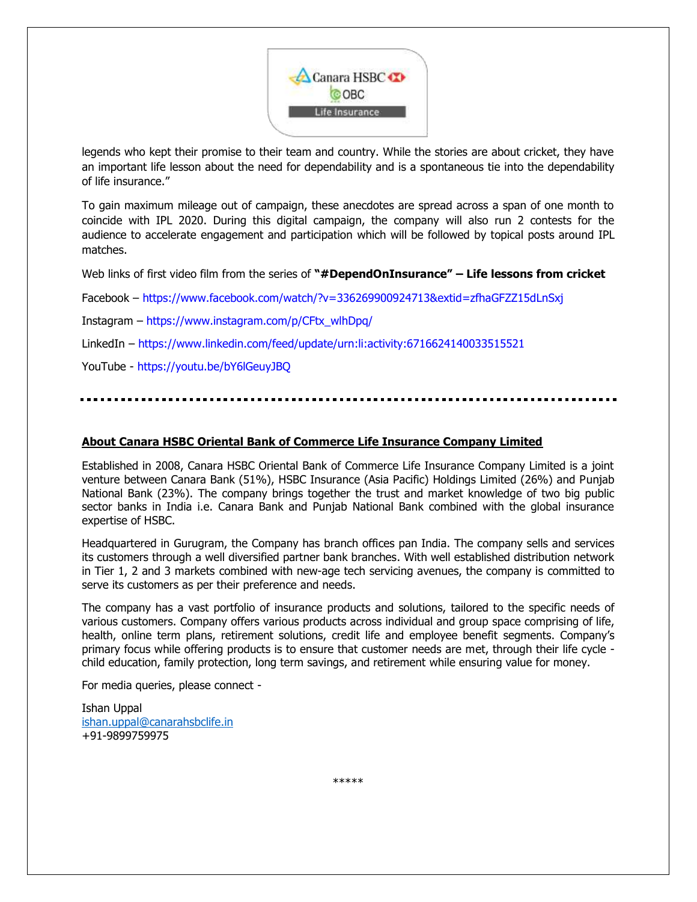legends who kept their promise to their team and country. While the stories are about cricket, they have an important life lesson about the need for dependability and is a spontaneous tie into the dependability of life insurance."

To gain maximum mileage out of campaign, these anecdotes are spread across a span of one month to coincide with IPL 2020. During this digital campaign, the company will also run 2 contests for the audience to accelerate engagement and participation which will be followed by topical posts around IPL matches.

Web links of first video film from the series of **"#DependOnInsurance" – Life lessons from cricket**

Facebook – https://www.facebook.com/watch/?v=336269900924713&extid=zfhaGFZZ15dLnSxj

Instagram – https://www.instagram.com/p/CFtx_wlhDpq/

LinkedIn – https://www.linkedin.com/feed/update/urn:li:activity:6716624140033515521

YouTube - https://youtu.be/bY6lGeuyJBQ

---

**About Canara HSBC Oriental Bank of Commerce Life Insurance Company Limited**

Established in 2008, Canara HSBC Oriental Bank of Commerce Life Insurance Company Limited is a joint venture between Canara Bank (51%), HSBC Insurance (Asia Pacific) Holdings Limited (26%) and Punjab National Bank (23%). The company brings together the trust and market knowledge of two big public sector banks in India i.e. Canara Bank and Punjab National Bank combined with the global insurance expertise of HSBC.

Headquartered in Gurugram, the Company has branch offices pan India. The company sells and services its customers through a well diversified partner bank branches. With well established distribution network in Tier 1, 2 and 3 markets combined with new-age tech servicing avenues, the company is committed to serve its customers as per their preference and needs.

The company has a vast portfolio of insurance products and solutions, tailored to the specific needs of various customers. Company offers various products across individual and group space comprising of life, health, online term plans, retirement solutions, credit life and employee benefit segments. Company's primary focus while offering products is to ensure that customer needs are met, through their life cycle - child education, family protection, long term savings, and retirement while ensuring value for money.

For media queries, please connect -

Ishan Uppal
ishan.uppal@canarahsbclife.in
+91-9899759975

*****